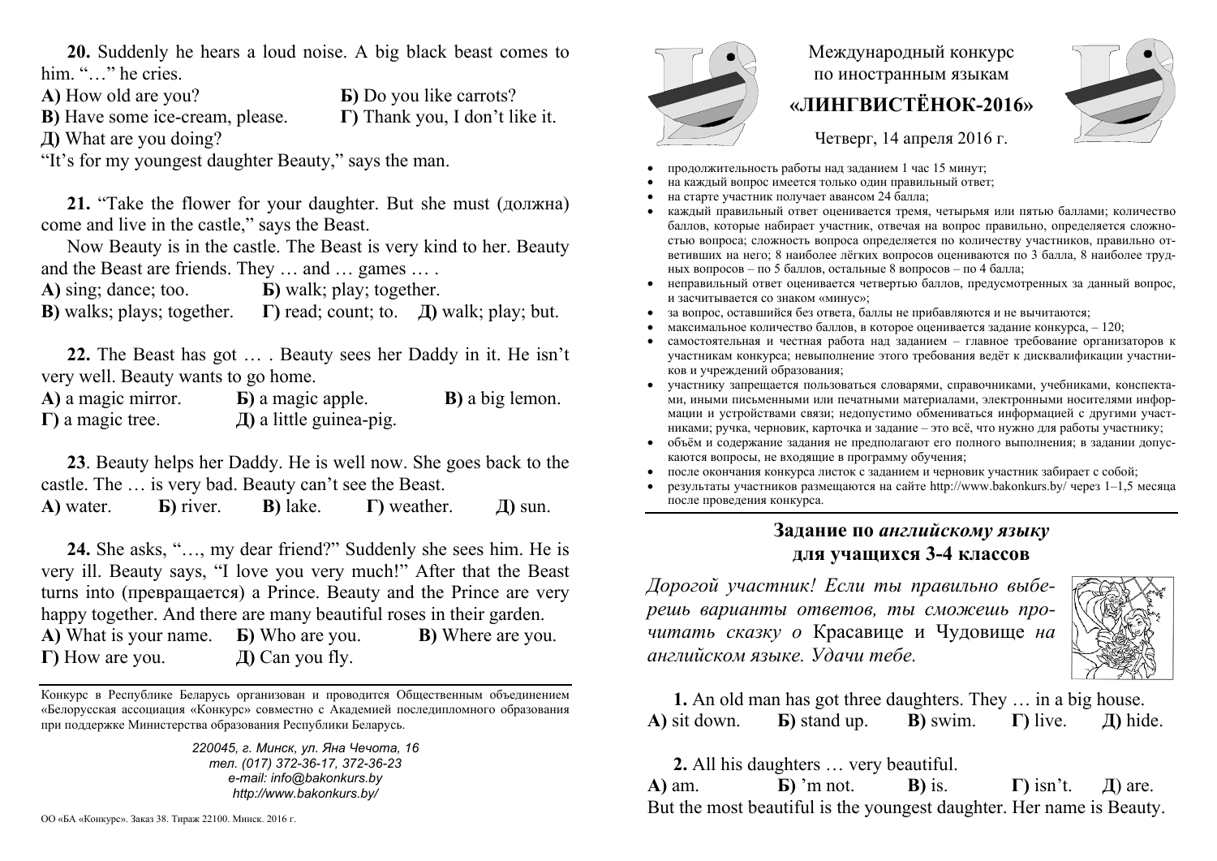**20.** Suddenly he hears a loud noise. A big black beast comes to him. "…" he cries.

**А)** How old are you? **Б)** Do you like carrots?
**В)** Have some ice-cream, please. **Г)** Thank you, I don't like it.
**Д)** What are you doing?

"It's for my youngest daughter Beauty," says the man.

**21.** "Take the flower for your daughter. But she must (должна) come and live in the castle," says the Beast.

Now Beauty is in the castle. The Beast is very kind to her. Beauty and the Beast are friends. They … and … games … .

**А)** sing; dance; too. **Б)** walk; play; together.
**В)** walks; plays; together. **Г)** read; count; to. **Д)** walk; play; but.

**22.** The Beast has got … . Beauty sees her Daddy in it. He isn't very well. Beauty wants to go home.

**А)** a magic mirror. **Б)** a magic apple. **В)** a big lemon.
**Г)** a magic tree. **Д)** a little guinea-pig.

**23**. Beauty helps her Daddy. He is well now. She goes back to the castle. The … is very bad. Beauty can't see the Beast.

**А)** water. **Б)** river. **В)** lake. **Г)** weather. **Д)** sun.

**24.** She asks, "…, my dear friend?" Suddenly she sees him. He is very ill. Beauty says, "I love you very much!" After that the Beast turns into (превращается) a Prince. Beauty and the Prince are very happy together. And there are many beautiful roses in their garden.

**А)** What is your name. **Б)** Who are you. **В)** Where are you.
**Г)** How are you. **Д)** Can you fly.

Конкурс в Республике Беларусь организован и проводится Общественным объединением «Белорусская ассоциация «Конкурс» совместно с Академией последипломного образования при поддержке Министерства образования Республики Беларусь.

*220045, г. Минск, ул. Яна Чечота, 16*
*тел. (017) 372-36-17, 372-36-23*
*e-mail: info@bakonkurs.by*
*http://www.bakonkurs.by/*

ОО «БА «Конкурс». Заказ 38. Тираж 22100. Минск. 2016 г.

Международный конкурс
по иностранным языкам

## «ЛИНГВИСТЁНОК-2016»

Четверг, 14 апреля 2016 г.

- продолжительность работы над заданием 1 час 15 минут;
- на каждый вопрос имеется только один правильный ответ;
- на старте участник получает авансом 24 балла;
- каждый правильный ответ оценивается тремя, четырьмя или пятью баллами; количество баллов, которые набирает участник, отвечая на вопрос правильно, определяется сложностью вопроса; сложность вопроса определяется по количеству участников, правильно ответивших на него; 8 наиболее лёгких вопросов оцениваются по 3 балла, 8 наиболее трудных вопросов – по 5 баллов, остальные 8 вопросов – по 4 балла;
- неправильный ответ оценивается четвертью баллов, предусмотренных за данный вопрос, и засчитывается со знаком «минус»;
- за вопрос, оставшийся без ответа, баллы не прибавляются и не вычитаются;
- максимальное количество баллов, в которое оценивается задание конкурса, – 120;
- самостоятельная и честная работа над заданием – главное требование организаторов к участникам конкурса; невыполнение этого требования ведёт к дисквалификации участников и учреждений образования;
- участнику запрещается пользоваться словарями, справочниками, учебниками, конспектами, иными письменными или печатными материалами, электронными носителями информации и устройствами связи; недопустимо обмениваться информацией с другими участниками; ручка, черновик, карточка и задание – это всё, что нужно для работы участнику;
- объём и содержание задания не предполагают его полного выполнения; в задании допускаются вопросы, не входящие в программу обучения;
- после окончания конкурса листок с заданием и черновик участник забирает с собой;
- результаты участников размещаются на сайте http://www.bakonkurs.by/ через 1–1,5 месяца после проведения конкурса.

## Задание по *английскому языку* для учащихся 3-4 классов

*Дорогой участник! Если ты правильно выберешь варианты ответов, ты сможешь прочитать сказку о* Красавице и Чудовище *на английском языке. Удачи тебе.*

**1.** An old man has got three daughters. They … in a big house.

**А)** sit down. **Б)** stand up. **В)** swim. **Г)** live. **Д)** hide.

**2.** All his daughters … very beautiful.

**А)** am. **Б)** 'm not. **В)** is. **Г)** isn't. **Д**) are.

But the most beautiful is the youngest daughter. Her name is Beauty.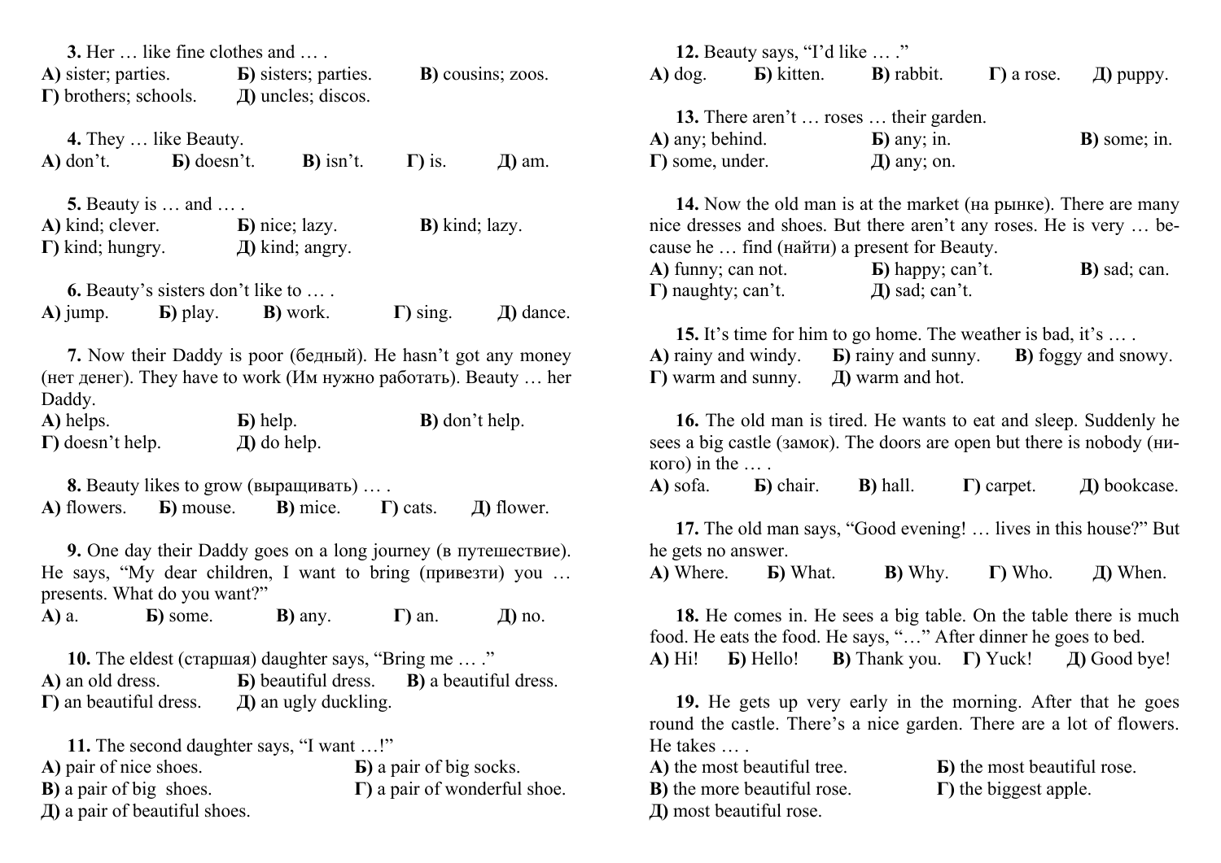**3.** Her … like fine clothes and … .

**А)** sister; parties. **Б)** sisters; parties. **В)** cousins; zoos.
**Г)** brothers; schools. **Д)** uncles; discos.

**4.** They … like Beauty.

**А)** don't. **Б)** doesn't. **В)** isn't. **Г)** is. **Д)** am.

**5.** Beauty is … and … .

**А)** kind; clever. **Б)** nice; lazy. **В)** kind; lazy.
**Г)** kind; hungry. **Д)** kind; angry.

**6.** Beauty's sisters don't like to … .

**А)** jump. **Б)** play. **В)** work. **Г)** sing. **Д)** dance.

**7.** Now their Daddy is poor (бедный). He hasn't got any money (нет денег). They have to work (Им нужно работать). Beauty … her Daddy.

**А)** helps. **Б)** help. **В)** don't help.
**Г)** doesn't help. **Д)** do help.

**8.** Beauty likes to grow (выращивать) … .

**А)** flowers. **Б)** mouse. **В)** mice. **Г)** cats. **Д)** flower.

**9.** One day their Daddy goes on a long journey (в путешествие). He says, "My dear children, I want to bring (привезти) you … presents. What do you want?"

**А)** a. **Б)** some. **В)** any. **Г)** an. **Д)** no.

**10.** The eldest (старшая) daughter says, "Bring me … ."

**А)** an old dress. **Б)** beautiful dress. **В)** a beautiful dress.
**Г)** an beautiful dress. **Д)** an ugly duckling.

**11.** The second daughter says, "I want …!"

**А)** pair of nice shoes. **Б)** a pair of big socks.
**В)** a pair of big shoes. **Г)** a pair of wonderful shoe.
**Д)** a pair of beautiful shoes.

**12.** Beauty says, "I'd like … ."

**А)** dog. **Б)** kitten. **В)** rabbit. **Г)** a rose. **Д)** puppy.

**13.** There aren't … roses … their garden.

**А)** any; behind. **Б)** any; in. **В)** some; in.
**Г)** some, under. **Д)** any; on.

**14.** Now the old man is at the market (на рынке). There are many nice dresses and shoes. But there aren't any roses. He is very … because he … find (найти) a present for Beauty.

**А)** funny; can not. **Б)** happy; can't. **В)** sad; can.
**Г)** naughty; can't. **Д)** sad; can't.

**15.** It's time for him to go home. The weather is bad, it's … .

**А)** rainy and windy. **Б)** rainy and sunny. **В)** foggy and snowy.
**Г)** warm and sunny. **Д)** warm and hot.

**16.** The old man is tired. He wants to eat and sleep. Suddenly he sees a big castle (замок). The doors are open but there is nobody (никого) in the … .

**А)** sofa. **Б)** chair. **В)** hall. **Г)** carpet. **Д)** bookcase.

**17.** The old man says, "Good evening! … lives in this house?" But he gets no answer.

**А)** Where. **Б)** What. **В)** Why. **Г)** Who. **Д)** When.

**18.** He comes in. He sees a big table. On the table there is much food. He eats the food. He says, "…" After dinner he goes to bed.

**А)** Hi! **Б)** Hello! **В)** Thank you. **Г)** Yuck! **Д)** Good bye!

**19.** He gets up very early in the morning. After that he goes round the castle. There's a nice garden. There are a lot of flowers. He takes … .

**А)** the most beautiful tree. **Б)** the most beautiful rose.
**В)** the more beautiful rose. **Г)** the biggest apple.
**Д)** most beautiful rose.